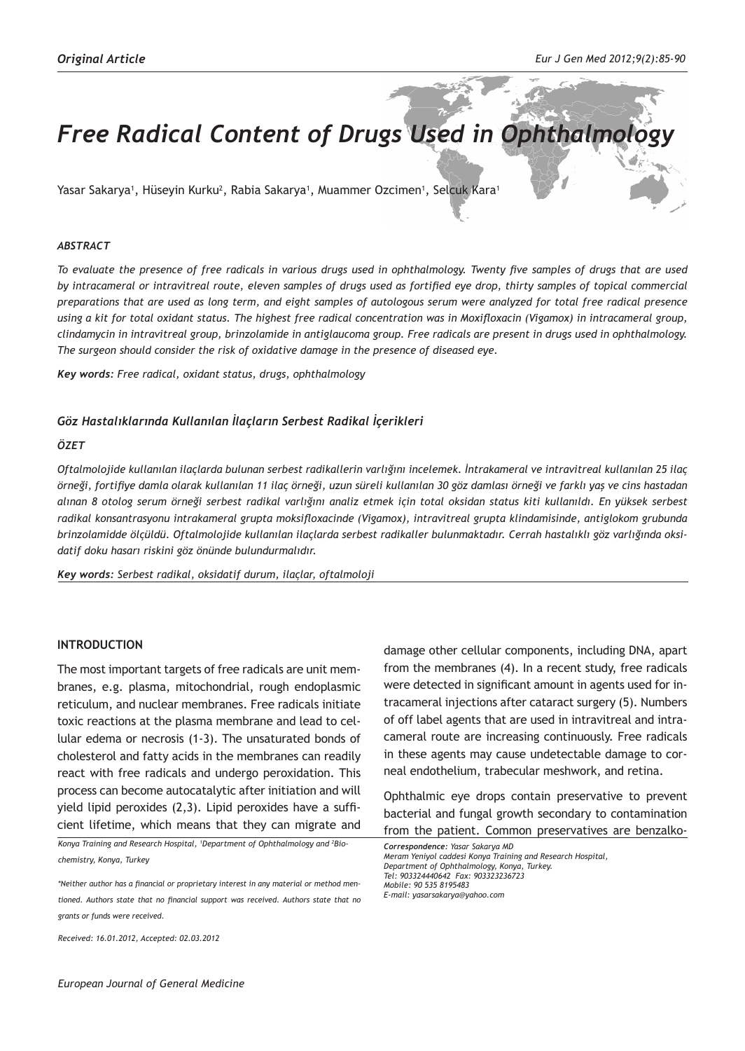*Original Article*

# Free Radical Content of Drugs Used in Ophthalmology

Yasar Sakarya[1], Hüseyin Kurku[2], Rabia Sakarya[1], Muammer Ozcimen[1], Selcuk Kara[1]

### *ABSTRACT*

*To evaluate the presence of free radicals in various drugs used in ophthalmology. Twenty five samples of drugs that are used by intracameral or intravitreal route, eleven samples of drugs used as fortified eye drop, thirty samples of topical commercial preparations that are used as long term, and eight samples of autologous serum were analyzed for total free radical presence using a kit for total oxidant status. The highest free radical concentration was in Moxifloxacin (Vigamox) in intracameral group, clindamycin in intravitreal group, brinzolamide in antiglaucoma group. Free radicals are present in drugs used in ophthalmology. The surgeon should consider the risk of oxidative damage in the presence of diseased eye.*

***Key words:*** *Free radical, oxidant status, drugs, ophthalmology*

### *Göz Hastalıklarında Kullanılan İlaçların Serbest Radikal İçerikleri*

### *ÖZET*

*Oftalmolojide kullanılan ilaçlarda bulunan serbest radikallerin varlığını incelemek. İntrakameral ve intravitreal kullanılan 25 ilaç örneği, fortifiye damla olarak kullanılan 11 ilaç örneği, uzun süreli kullanılan 30 göz damlası örneği ve farklı yaş ve cins hastadan alınan 8 otolog serum örneği serbest radikal varlığını analiz etmek için total oksidan status kiti kullanıldı. En yüksek serbest radikal konsantrasyonu intrakameral grupta moksifloxacinde (Vigamox), intravitreal grupta klindamisinde, antiglokom grubunda brinzolamidde ölçüldü. Oftalmolojide kullanılan ilaçlarda serbest radikaller bulunmaktadır. Cerrah hastalıklı göz varlığında oksidatif doku hasarı riskini göz önünde bulundurmalıdır.*

***Key words:*** *Serbest radikal, oksidatif durum, ilaçlar, oftalmoloji*

## INTRODUCTION

The most important targets of free radicals are unit membranes, e.g. plasma, mitochondrial, rough endoplasmic reticulum, and nuclear membranes. Free radicals initiate toxic reactions at the plasma membrane and lead to cellular edema or necrosis (1-3). The unsaturated bonds of cholesterol and fatty acids in the membranes can readily react with free radicals and undergo peroxidation. This process can become autocatalytic after initiation and will yield lipid peroxides (2,3). Lipid peroxides have a sufficient lifetime, which means that they can migrate and damage other cellular components, including DNA, apart from the membranes (4). In a recent study, free radicals were detected in significant amount in agents used for intracameral injections after cataract surgery (5). Numbers of off label agents that are used in intravitreal and intracameral route are increasing continuously. Free radicals in these agents may cause undetectable damage to corneal endothelium, trabecular meshwork, and retina.

Ophthalmic eye drops contain preservative to prevent bacterial and fungal growth secondary to contamination from the patient. Common preservatives are benzalko-

*Konya Training and Research Hospital, [1]Department of Ophthalmology and [2]Biochemistry, Konya, Turkey*

*\*Neither author has a financial or proprietary interest in any material or method mentioned. Authors state that no financial support was received. Authors state that no grants or funds were received.*

*Received: 16.01.2012, Accepted: 02.03.2012*

***Correspondence:*** *Yasar Sakarya MD*
*Meram Yeniyol caddesi Konya Training and Research Hospital, Department of Ophthalmology, Konya, Turkey.*
*Tel: 903324440642 Fax: 903323236723*
*Mobile: 90 535 8195483*
*E-mail: yasarsakarya@yahoo.com*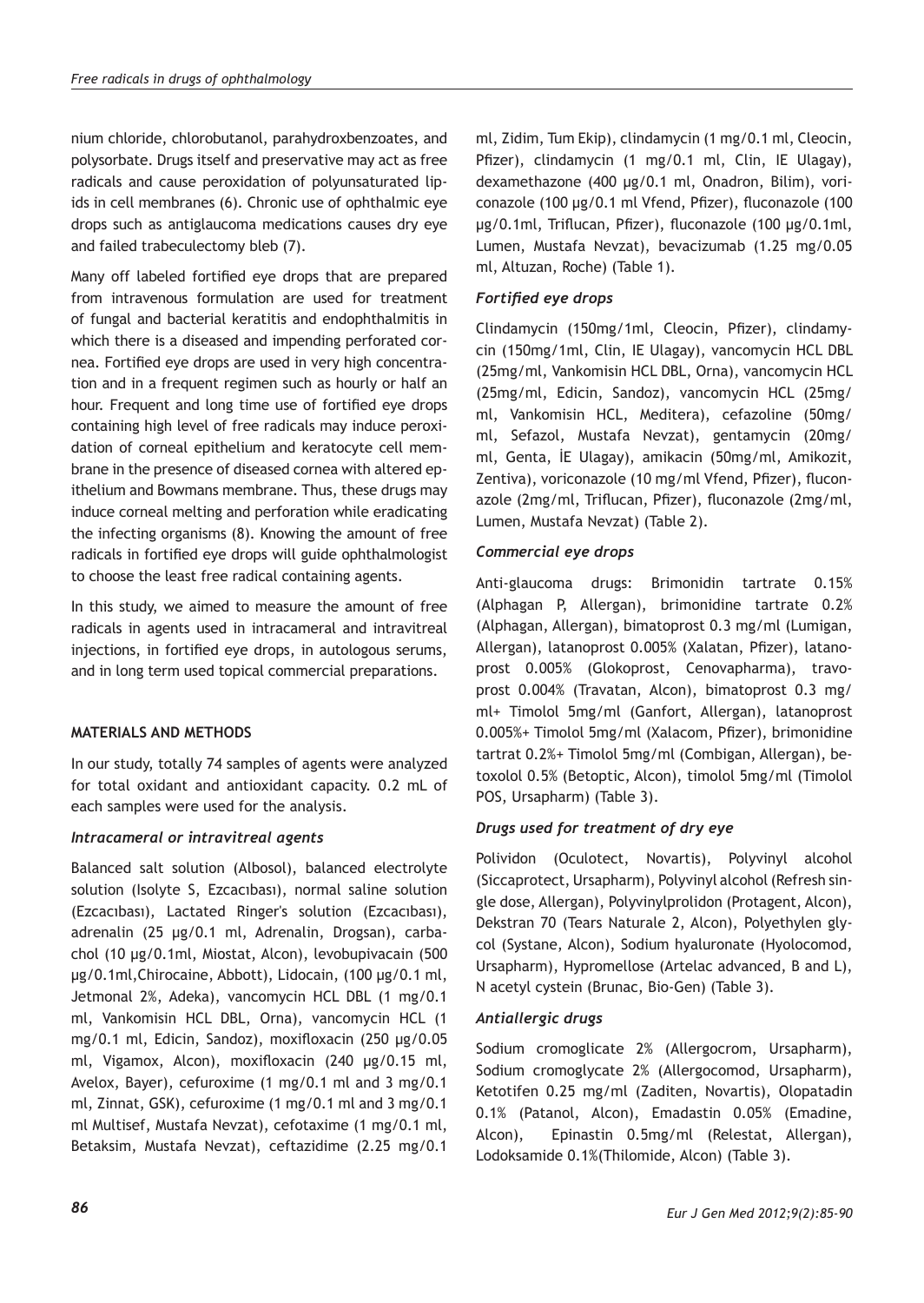nium chloride, chlorobutanol, parahydroxbenzoates, and polysorbate. Drugs itself and preservative may act as free radicals and cause peroxidation of polyunsaturated lipids in cell membranes (6). Chronic use of ophthalmic eye drops such as antiglaucoma medications causes dry eye and failed trabeculectomy bleb (7).

Many off labeled fortified eye drops that are prepared from intravenous formulation are used for treatment of fungal and bacterial keratitis and endophthalmitis in which there is a diseased and impending perforated cornea. Fortified eye drops are used in very high concentration and in a frequent regimen such as hourly or half an hour. Frequent and long time use of fortified eye drops containing high level of free radicals may induce peroxidation of corneal epithelium and keratocyte cell membrane in the presence of diseased cornea with altered epithelium and Bowmans membrane. Thus, these drugs may induce corneal melting and perforation while eradicating the infecting organisms (8). Knowing the amount of free radicals in fortified eye drops will guide ophthalmologist to choose the least free radical containing agents.

In this study, we aimed to measure the amount of free radicals in agents used in intracameral and intravitreal injections, in fortified eye drops, in autologous serums, and in long term used topical commercial preparations.

## MATERIALS AND METHODS

In our study, totally 74 samples of agents were analyzed for total oxidant and antioxidant capacity. 0.2 mL of each samples were used for the analysis.

### *Intracameral or intravitreal agents*

Balanced salt solution (Albosol), balanced electrolyte solution (Isolyte S, Ezcacıbası), normal saline solution (Ezcacıbası), Lactated Ringer's solution (Ezcacıbası), adrenalin (25 µg/0.1 ml, Adrenalin, Drogsan), carbachol (10 µg/0.1ml, Miostat, Alcon), levobupivacain (500 µg/0.1ml,Chirocaine, Abbott), Lidocain, (100 µg/0.1 ml, Jetmonal 2%, Adeka), vancomycin HCL DBL (1 mg/0.1 ml, Vankomisin HCL DBL, Orna), vancomycin HCL (1 mg/0.1 ml, Edicin, Sandoz), moxifloxacin (250 µg/0.05 ml, Vigamox, Alcon), moxifloxacin (240 µg/0.15 ml, Avelox, Bayer), cefuroxime (1 mg/0.1 ml and 3 mg/0.1 ml, Zinnat, GSK), cefuroxime (1 mg/0.1 ml and 3 mg/0.1 ml Multisef, Mustafa Nevzat), cefotaxime (1 mg/0.1 ml, Betaksim, Mustafa Nevzat), ceftazidime (2.25 mg/0.1 ml, Zidim, Tum Ekip), clindamycin (1 mg/0.1 ml, Cleocin, Pfizer), clindamycin (1 mg/0.1 ml, Clin, IE Ulagay), dexamethazone (400 µg/0.1 ml, Onadron, Bilim), voriconazole (100 µg/0.1 ml Vfend, Pfizer), fluconazole (100 µg/0.1ml, Triflucan, Pfizer), fluconazole (100 µg/0.1ml, Lumen, Mustafa Nevzat), bevacizumab (1.25 mg/0.05 ml, Altuzan, Roche) (Table 1).

### *Fortified eye drops*

Clindamycin (150mg/1ml, Cleocin, Pfizer), clindamycin (150mg/1ml, Clin, IE Ulagay), vancomycin HCL DBL (25mg/ml, Vankomisin HCL DBL, Orna), vancomycin HCL (25mg/ml, Edicin, Sandoz), vancomycin HCL (25mg/ml, Vankomisin HCL, Meditera), cefazoline (50mg/ml, Sefazol, Mustafa Nevzat), gentamycin (20mg/ml, Genta, İE Ulagay), amikacin (50mg/ml, Amikozit, Zentiva), voriconazole (10 mg/ml Vfend, Pfizer), fluconazole (2mg/ml, Triflucan, Pfizer), fluconazole (2mg/ml, Lumen, Mustafa Nevzat) (Table 2).

### *Commercial eye drops*

Anti-glaucoma drugs: Brimonidin tartrate 0.15% (Alphagan P, Allergan), brimonidine tartrate 0.2% (Alphagan, Allergan), bimatoprost 0.3 mg/ml (Lumigan, Allergan), latanoprost 0.005% (Xalatan, Pfizer), latanoprost 0.005% (Glokoprost, Cenovapharma), travoprost 0.004% (Travatan, Alcon), bimatoprost 0.3 mg/ml+ Timolol 5mg/ml (Ganfort, Allergan), latanoprost 0.005%+ Timolol 5mg/ml (Xalacom, Pfizer), brimonidine tartrat 0.2%+ Timolol 5mg/ml (Combigan, Allergan), betoxolol 0.5% (Betoptic, Alcon), timolol 5mg/ml (Timolol POS, Ursapharm) (Table 3).

### *Drugs used for treatment of dry eye*

Polividon (Oculotect, Novartis), Polyvinyl alcohol (Siccaprotect, Ursapharm), Polyvinyl alcohol (Refresh single dose, Allergan), Polyvinylprolidon (Protagent, Alcon), Dekstran 70 (Tears Naturale 2, Alcon), Polyethylen glycol (Systane, Alcon), Sodium hyaluronate (Hyolocomod, Ursapharm), Hypromellose (Artelac advanced, B and L), N acetyl cystein (Brunac, Bio-Gen) (Table 3).

### *Antiallergic drugs*

Sodium cromoglicate 2% (Allergocrom, Ursapharm), Sodium cromoglycate 2% (Allergocomod, Ursapharm), Ketotifen 0.25 mg/ml (Zaditen, Novartis), Olopatadin 0.1% (Patanol, Alcon), Emadastin 0.05% (Emadine, Alcon), Epinastin 0.5mg/ml (Relestat, Allergan), Lodoksamide 0.1%(Thilomide, Alcon) (Table 3).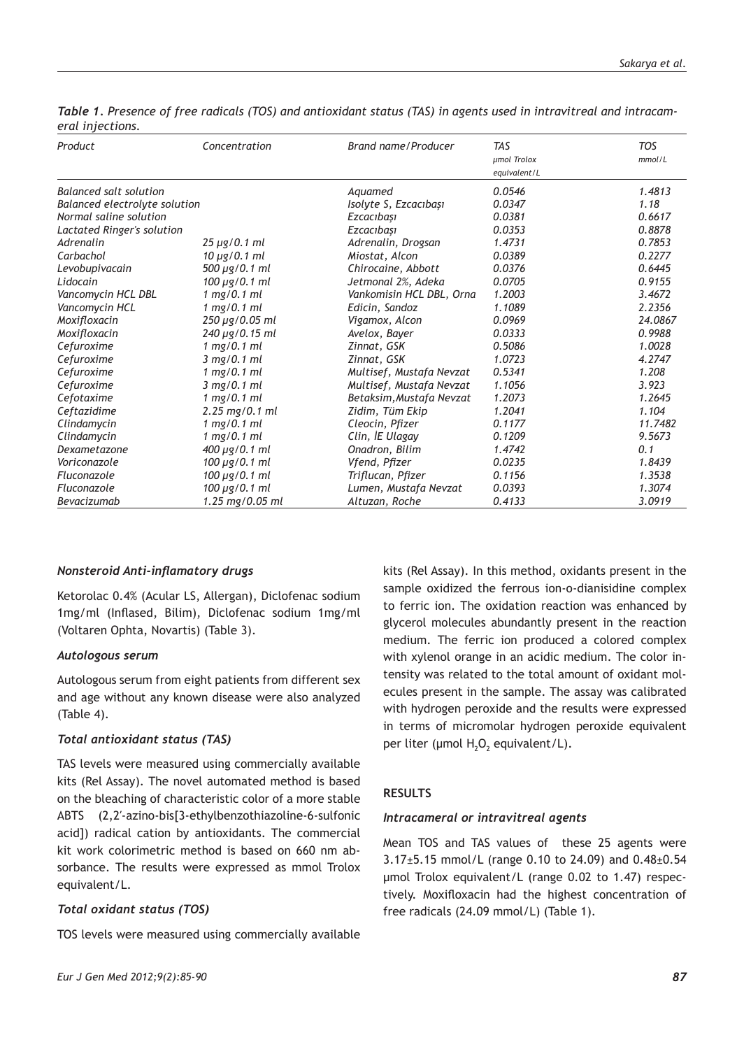*Table 1. Presence of free radicals (TOS) and antioxidant status (TAS) in agents used in intravitreal and intracameral injections.*

| Product | Concentration | Brand name/Producer | TAS µmol Trolox equivalent/L | TOS mmol/L |
|---|---|---|---|---|
| Balanced salt solution | | Aquamed | 0.0546 | 1.4813 |
| Balanced electrolyte solution | | Isolyte S, Ezcacıbaşı | 0.0347 | 1.18 |
| Normal saline solution | | Ezcacıbaşı | 0.0381 | 0.6617 |
| Lactated Ringer's solution | | Ezcacıbaşı | 0.0353 | 0.8878 |
| Adrenalin | 25 µg/0.1 ml | Adrenalin, Drogsan | 1.4731 | 0.7853 |
| Carbachol | 10 µg/0.1 ml | Miostat, Alcon | 0.0389 | 0.2277 |
| Levobupivacain | 500 µg/0.1 ml | Chirocaine, Abbott | 0.0376 | 0.6445 |
| Lidocain | 100 µg/0.1 ml | Jetmonal 2%, Adeka | 0.0705 | 0.9155 |
| Vancomycin HCL DBL | 1 mg/0.1 ml | Vankomisin HCL DBL, Orna | 1.2003 | 3.4672 |
| Vancomycin HCL | 1 mg/0.1 ml | Edicin, Sandoz | 1.1089 | 2.2356 |
| Moxifloxacin | 250 µg/0.05 ml | Vigamox, Alcon | 0.0969 | 24.0867 |
| Moxifloxacin | 240 µg/0.15 ml | Avelox, Bayer | 0.0333 | 0.9988 |
| Cefuroxime | 1 mg/0.1 ml | Zinnat, GSK | 0.5086 | 1.0028 |
| Cefuroxime | 3 mg/0.1 ml | Zinnat, GSK | 1.0723 | 4.2747 |
| Cefuroxime | 1 mg/0.1 ml | Multisef, Mustafa Nevzat | 0.5341 | 1.208 |
| Cefuroxime | 3 mg/0.1 ml | Multisef, Mustafa Nevzat | 1.1056 | 3.923 |
| Cefotaxime | 1 mg/0.1 ml | Betaksim,Mustafa Nevzat | 1.2073 | 1.2645 |
| Ceftazidime | 2.25 mg/0.1 ml | Zidim, Tüm Ekip | 1.2041 | 1.104 |
| Clindamycin | 1 mg/0.1 ml | Cleocin, Pfizer | 0.1177 | 11.7482 |
| Clindamycin | 1 mg/0.1 ml | Clin, İE Ulagay | 0.1209 | 9.5673 |
| Dexametazone | 400 µg/0.1 ml | Onadron, Bilim | 1.4742 | 0.1 |
| Voriconazole | 100 µg/0.1 ml | Vfend, Pfizer | 0.0235 | 1.8439 |
| Fluconazole | 100 µg/0.1 ml | Triflucan, Pfizer | 0.1156 | 1.3538 |
| Fluconazole | 100 µg/0.1 ml | Lumen, Mustafa Nevzat | 0.0393 | 1.3074 |
| Bevacizumab | 1.25 mg/0.05 ml | Altuzan, Roche | 0.4133 | 3.0919 |

### *Nonsteroid Anti-inflamatory drugs*

Ketorolac 0.4% (Acular LS, Allergan), Diclofenac sodium 1mg/ml (Inflased, Bilim), Diclofenac sodium 1mg/ml (Voltaren Ophta, Novartis) (Table 3).

### *Autologous serum*

Autologous serum from eight patients from different sex and age without any known disease were also analyzed (Table 4).

### *Total antioxidant status (TAS)*

TAS levels were measured using commercially available kits (Rel Assay). The novel automated method is based on the bleaching of characteristic color of a more stable ABTS (2,2′-azino-bis[3-ethylbenzothiazoline-6-sulfonic acid]) radical cation by antioxidants. The commercial kit work colorimetric method is based on 660 nm absorbance. The results were expressed as mmol Trolox equivalent/L.

### *Total oxidant status (TOS)*

TOS levels were measured using commercially available kits (Rel Assay). In this method, oxidants present in the sample oxidized the ferrous ion-o-dianisidine complex to ferric ion. The oxidation reaction was enhanced by glycerol molecules abundantly present in the reaction medium. The ferric ion produced a colored complex with xylenol orange in an acidic medium. The color intensity was related to the total amount of oxidant molecules present in the sample. The assay was calibrated with hydrogen peroxide and the results were expressed in terms of micromolar hydrogen peroxide equivalent per liter (µmol $H_2O_2$ equivalent/L).

## RESULTS

### *Intracameral or intravitreal agents*

Mean TOS and TAS values of these 25 agents were 3.17±5.15 mmol/L (range 0.10 to 24.09) and 0.48±0.54 µmol Trolox equivalent/L (range 0.02 to 1.47) respectively. Moxifloxacin had the highest concentration of free radicals (24.09 mmol/L) (Table 1).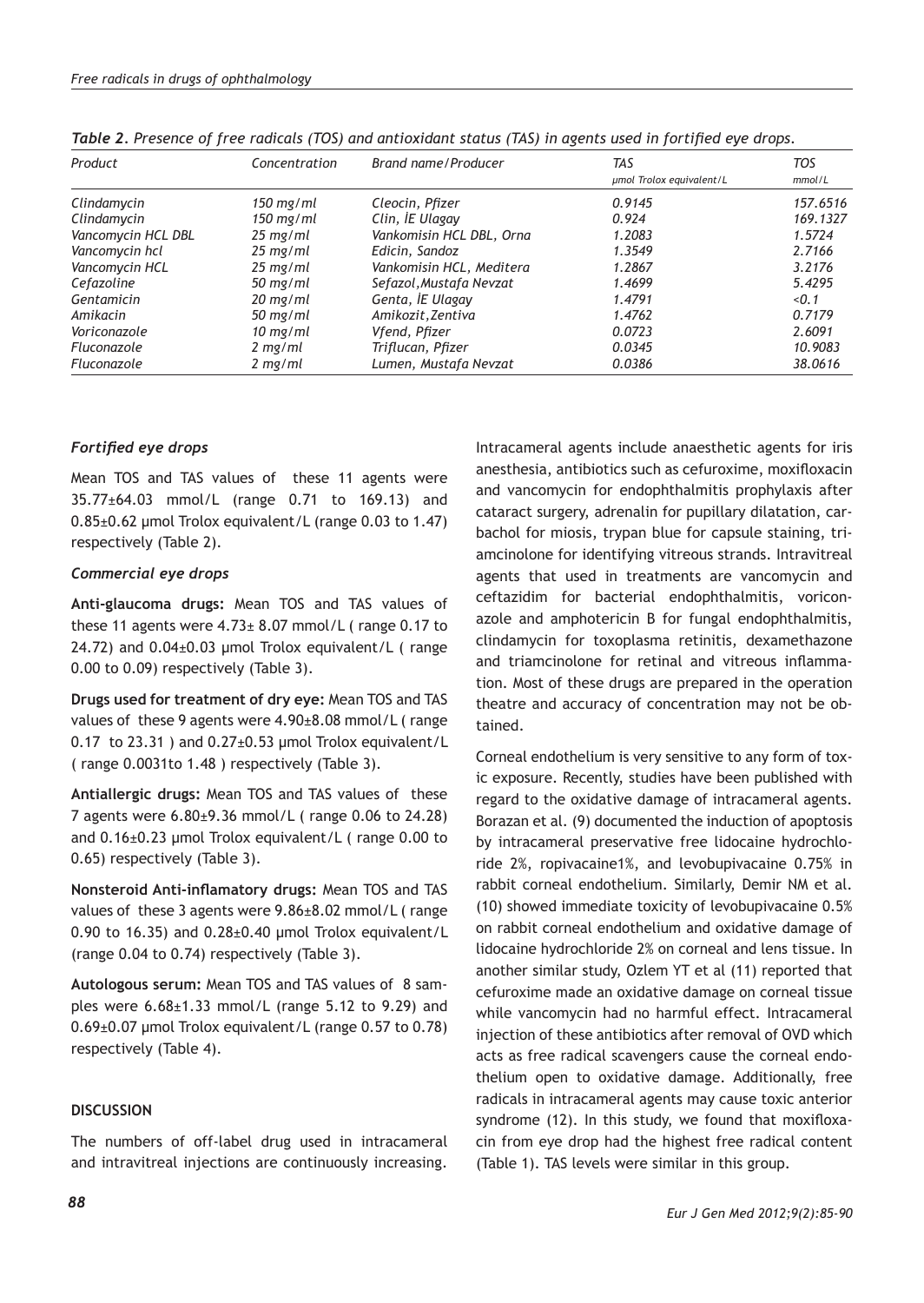*Table 2. Presence of free radicals (TOS) and antioxidant status (TAS) in agents used in fortified eye drops.*

| Product | Concentration | Brand name/Producer | TAS µmol Trolox equivalent/L | TOS mmol/L |
|---|---|---|---|---|
| Clindamycin | 150 mg/ml | Cleocin, Pfizer | 0.9145 | 157.6516 |
| Clindamycin | 150 mg/ml | Clin, İE Ulagay | 0.924 | 169.1327 |
| Vancomycin HCL DBL | 25 mg/ml | Vankomisin HCL DBL, Orna | 1.2083 | 1.5724 |
| Vancomycin hcl | 25 mg/ml | Edicin, Sandoz | 1.3549 | 2.7166 |
| Vancomycin HCL | 25 mg/ml | Vankomisin HCL, Meditera | 1.2867 | 3.2176 |
| Cefazoline | 50 mg/ml | Sefazol,Mustafa Nevzat | 1.4699 | 5.4295 |
| Gentamicin | 20 mg/ml | Genta, İE Ulagay | 1.4791 | <0.1 |
| Amikacin | 50 mg/ml | Amikozit,Zentiva | 1.4762 | 0.7179 |
| Voriconazole | 10 mg/ml | Vfend, Pfizer | 0.0723 | 2.6091 |
| Fluconazole | 2 mg/ml | Triflucan, Pfizer | 0.0345 | 10.9083 |
| Fluconazole | 2 mg/ml | Lumen, Mustafa Nevzat | 0.0386 | 38.0616 |

### *Fortified eye drops*

Mean TOS and TAS values of these 11 agents were 35.77±64.03 mmol/L (range 0.71 to 169.13) and 0.85±0.62 µmol Trolox equivalent/L (range 0.03 to 1.47) respectively (Table 2).

### *Commercial eye drops*

**Anti-glaucoma drugs:** Mean TOS and TAS values of these 11 agents were 4.73± 8.07 mmol/L ( range 0.17 to 24.72) and 0.04±0.03 µmol Trolox equivalent/L ( range 0.00 to 0.09) respectively (Table 3).

**Drugs used for treatment of dry eye:** Mean TOS and TAS values of these 9 agents were 4.90±8.08 mmol/L ( range 0.17 to 23.31 ) and 0.27±0.53 µmol Trolox equivalent/L ( range 0.0031to 1.48 ) respectively (Table 3).

**Antiallergic drugs:** Mean TOS and TAS values of these 7 agents were 6.80±9.36 mmol/L ( range 0.06 to 24.28) and 0.16±0.23 µmol Trolox equivalent/L ( range 0.00 to 0.65) respectively (Table 3).

**Nonsteroid Anti-inflamatory drugs:** Mean TOS and TAS values of these 3 agents were 9.86±8.02 mmol/L ( range 0.90 to 16.35) and 0.28±0.40 µmol Trolox equivalent/L (range 0.04 to 0.74) respectively (Table 3).

**Autologous serum:** Mean TOS and TAS values of 8 samples were 6.68±1.33 mmol/L (range 5.12 to 9.29) and 0.69±0.07 µmol Trolox equivalent/L (range 0.57 to 0.78) respectively (Table 4).

## DISCUSSION

The numbers of off-label drug used in intracameral and intravitreal injections are continuously increasing. Intracameral agents include anaesthetic agents for iris anesthesia, antibiotics such as cefuroxime, moxifloxacin and vancomycin for endophthalmitis prophylaxis after cataract surgery, adrenalin for pupillary dilatation, carbachol for miosis, trypan blue for capsule staining, triamcinolone for identifying vitreous strands. Intravitreal agents that used in treatments are vancomycin and ceftazidim for bacterial endophthalmitis, voriconazole and amphotericin B for fungal endophthalmitis, clindamycin for toxoplasma retinitis, dexamethazone and triamcinolone for retinal and vitreous inflammation. Most of these drugs are prepared in the operation theatre and accuracy of concentration may not be obtained.

Corneal endothelium is very sensitive to any form of toxic exposure. Recently, studies have been published with regard to the oxidative damage of intracameral agents. Borazan et al. (9) documented the induction of apoptosis by intracameral preservative free lidocaine hydrochloride 2%, ropivacaine1%, and levobupivacaine 0.75% in rabbit corneal endothelium. Similarly, Demir NM et al. (10) showed immediate toxicity of levobupivacaine 0.5% on rabbit corneal endothelium and oxidative damage of lidocaine hydrochloride 2% on corneal and lens tissue. In another similar study, Ozlem YT et al (11) reported that cefuroxime made an oxidative damage on corneal tissue while vancomycin had no harmful effect. Intracameral injection of these antibiotics after removal of OVD which acts as free radical scavengers cause the corneal endothelium open to oxidative damage. Additionally, free radicals in intracameral agents may cause toxic anterior syndrome (12). In this study, we found that moxifloxacin from eye drop had the highest free radical content (Table 1). TAS levels were similar in this group.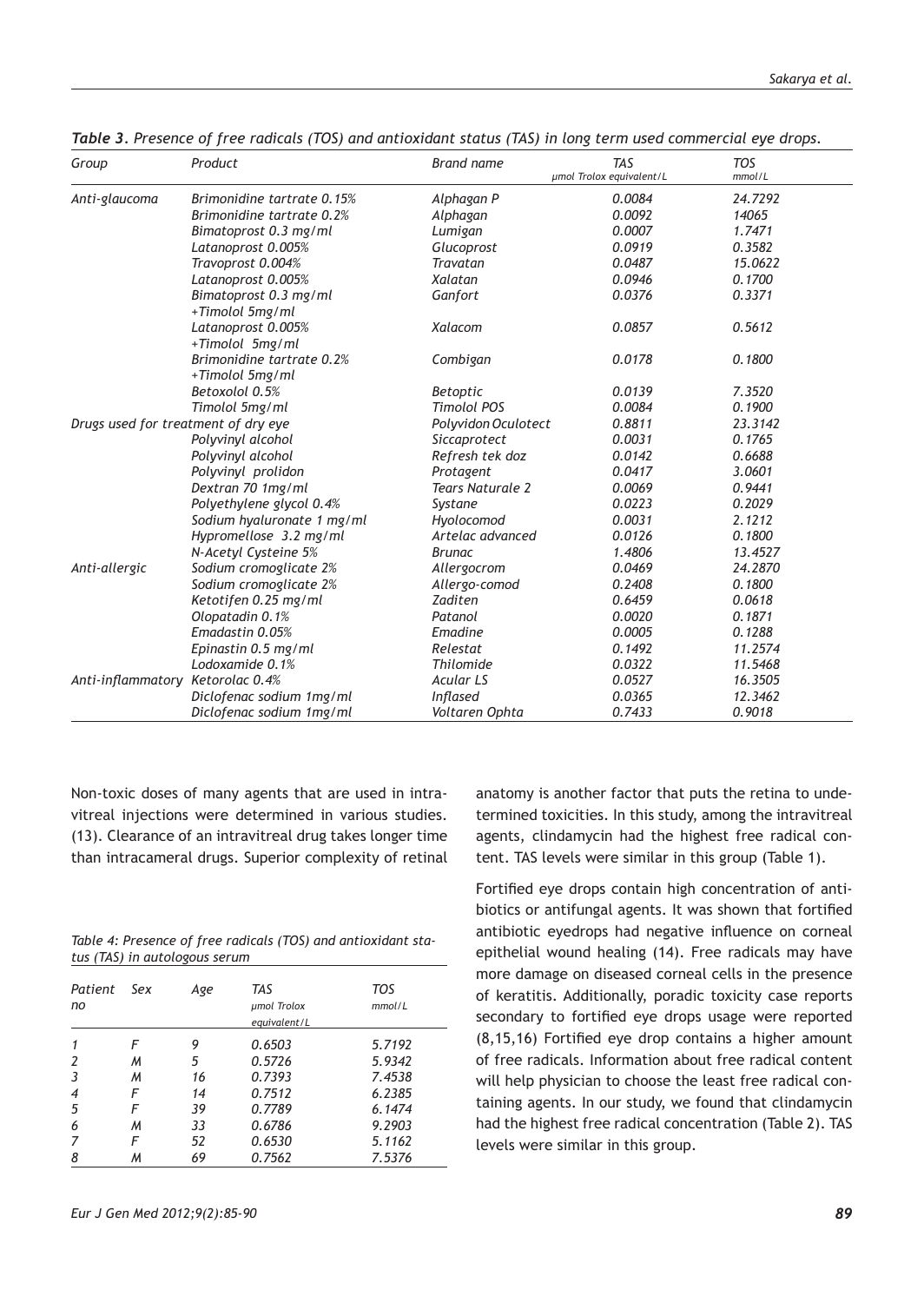*Table 3. Presence of free radicals (TOS) and antioxidant status (TAS) in long term used commercial eye drops.*

| Group | Product | Brand name | TAS μmol Trolox equivalent/L | TOS mmol/L |
|---|---|---|---|---|
| Anti-glaucoma | Brimonidine tartrate 0.15% | Alphagan P | 0.0084 | 24.7292 |
| | Brimonidine tartrate 0.2% | Alphagan | 0.0092 | 14065 |
| | Bimatoprost 0.3 mg/ml | Lumigan | 0.0007 | 1.7471 |
| | Latanoprost 0.005% | Glucoprost | 0.0919 | 0.3582 |
| | Travoprost 0.004% | Travatan | 0.0487 | 15.0622 |
| | Latanoprost 0.005% | Xalatan | 0.0946 | 0.1700 |
| | Bimatoprost 0.3 mg/ml +Timolol 5mg/ml | Ganfort | 0.0376 | 0.3371 |
| | Latanoprost 0.005% +Timolol 5mg/ml | Xalacom | 0.0857 | 0.5612 |
| | Brimonidine tartrate 0.2% +Timolol 5mg/ml | Combigan | 0.0178 | 0.1800 |
| | Betoxolol 0.5% | Betoptic | 0.0139 | 7.3520 |
| | Timolol 5mg/ml | Timolol POS | 0.0084 | 0.1900 |
| Drugs used for treatment of dry eye | | Polyvidon Oculotect | 0.8811 | 23.3142 |
| | Polyvinyl alcohol | Siccaprotect | 0.0031 | 0.1765 |
| | Polyvinyl alcohol | Refresh tek doz | 0.0142 | 0.6688 |
| | Polyvinyl prolidon | Protagent | 0.0417 | 3.0601 |
| | Dextran 70 1mg/ml | Tears Naturale 2 | 0.0069 | 0.9441 |
| | Polyethylene glycol 0.4% | Systane | 0.0223 | 0.2029 |
| | Sodium hyaluronate 1 mg/ml | Hyolocomod | 0.0031 | 2.1212 |
| | Hypromellose 3.2 mg/ml | Artelac advanced | 0.0126 | 0.1800 |
| | N-Acetyl Cysteine 5% | Brunac | 1.4806 | 13.4527 |
| Anti-allergic | Sodium cromoglicate 2% | Allergocrom | 0.0469 | 24.2870 |
| | Sodium cromoglicate 2% | Allergo-comod | 0.2408 | 0.1800 |
| | Ketotifen 0.25 mg/ml | Zaditen | 0.6459 | 0.0618 |
| | Olopatadin 0.1% | Patanol | 0.0020 | 0.1871 |
| | Emadastin 0.05% | Emadine | 0.0005 | 0.1288 |
| | Epinastin 0.5 mg/ml | Relestat | 0.1492 | 11.2574 |
| | Lodoxamide 0.1% | Thilomide | 0.0322 | 11.5468 |
| Anti-inflammatory | Ketorolac 0.4% | Acular LS | 0.0527 | 16.3505 |
| | Diclofenac sodium 1mg/ml | Inflased | 0.0365 | 12.3462 |
| | Diclofenac sodium 1mg/ml | Voltaren Ophta | 0.7433 | 0.9018 |

Non-toxic doses of many agents that are used in intravitreal injections were determined in various studies. (13). Clearance of an intravitreal drug takes longer time than intracameral drugs. Superior complexity of retinal anatomy is another factor that puts the retina to undetermined toxicities. In this study, among the intravitreal agents, clindamycin had the highest free radical content. TAS levels were similar in this group (Table 1).

*Table 4: Presence of free radicals (TOS) and antioxidant status (TAS) in autologous serum*

| Patient no | Sex | Age | TAS μmol Trolox equivalent/L | TOS mmol/L |
|---|---|---|---|---|
| 1 | F | 9 | 0.6503 | 5.7192 |
| 2 | M | 5 | 0.5726 | 5.9342 |
| 3 | M | 16 | 0.7393 | 7.4538 |
| 4 | F | 14 | 0.7512 | 6.2385 |
| 5 | F | 39 | 0.7789 | 6.1474 |
| 6 | M | 33 | 0.6786 | 9.2903 |
| 7 | F | 52 | 0.6530 | 5.1162 |
| 8 | M | 69 | 0.7562 | 7.5376 |

Fortified eye drops contain high concentration of antibiotics or antifungal agents. It was shown that fortified antibiotic eyedrops had negative influence on corneal epithelial wound healing (14). Free radicals may have more damage on diseased corneal cells in the presence of keratitis. Additionally, poradic toxicity case reports secondary to fortified eye drops usage were reported (8,15,16) Fortified eye drop contains a higher amount of free radicals. Information about free radical content will help physician to choose the least free radical containing agents. In our study, we found that clindamycin had the highest free radical concentration (Table 2). TAS levels were similar in this group.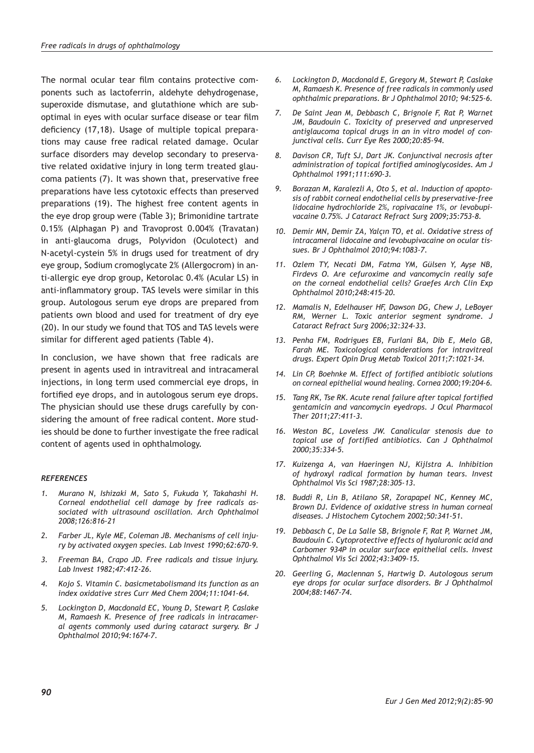The normal ocular tear film contains protective components such as lactoferrin, aldehyte dehydrogenase, superoxide dismutase, and glutathione which are suboptimal in eyes with ocular surface disease or tear film deficiency (17,18). Usage of multiple topical preparations may cause free radical related damage. Ocular surface disorders may develop secondary to preservative related oxidative injury in long term treated glaucoma patients (7). It was shown that, preservative free preparations have less cytotoxic effects than preserved preparations (19). The highest free content agents in the eye drop group were (Table 3); Brimonidine tartrate 0.15% (Alphagan P) and Travoprost 0.004% (Travatan) in anti-glaucoma drugs, Polyvidon (Oculotect) and N-acetyl-cystein 5% in drugs used for treatment of dry eye group, Sodium cromoglycate 2% (Allergocrom) in anti-allergic eye drop group, Ketorolac 0.4% (Acular LS) in anti-inflammatory group. TAS levels were similar in this group. Autologous serum eye drops are prepared from patients own blood and used for treatment of dry eye (20). In our study we found that TOS and TAS levels were similar for different aged patients (Table 4).

In conclusion, we have shown that free radicals are present in agents used in intravitreal and intracameral injections, in long term used commercial eye drops, in fortified eye drops, and in autologous serum eye drops. The physician should use these drugs carefully by considering the amount of free radical content. More studies should be done to further investigate the free radical content of agents used in ophthalmology.

## *REFERENCES*

1. *Murano N, Ishizaki M, Sato S, Fukuda Y, Takahashi H. Corneal endothelial cell damage by free radicals associated with ultrasound oscillation. Arch Ophthalmol 2008;126:816-21*
2. *Farber JL, Kyle ME, Coleman JB. Mechanisms of cell injury by activated oxygen species. Lab Invest 1990;62:670-9.*
3. *Freeman BA, Crapo JD. Free radicals and tissue injury. Lab Invest 1982;47:412-26.*
4. *Kojo S. Vitamin C. basicmetabolismand its function as an index oxidative stres Curr Med Chem 2004;11:1041-64.*
5. *Lockington D, Macdonald EC, Young D, Stewart P, Caslake M, Ramaesh K. Presence of free radicals in intracameral agents commonly used during cataract surgery. Br J Ophthalmol 2010;94:1674-7.*
6. *Lockington D, Macdonald E, Gregory M, Stewart P, Caslake M, Ramaesh K. Presence of free radicals in commonly used ophthalmic preparations. Br J Ophthalmol 2010; 94:525-6.*
7. *De Saint Jean M, Debbasch C, Brignole F, Rat P, Warnet JM, Baudouin C. Toxicity of preserved and unpreserved antiglaucoma topical drugs in an in vitro model of conjunctival cells. Curr Eye Res 2000;20:85-94.*
8. *Davison CR, Tuft SJ, Dart JK. Conjunctival necrosis after administration of topical fortified aminoglycosides. Am J Ophthalmol 1991;111:690-3.*
9. *Borazan M, Karalezli A, Oto S, et al. Induction of apoptosis of rabbit corneal endothelial cells by preservative-free lidocaine hydrochloride 2%, ropivacaine 1%, or levobupivacaine 0.75%. J Cataract Refract Surg 2009;35:753-8.*
10. *Demir MN, Demir ZA, Yalçın TO, et al. Oxidative stress of intracameral lidocaine and levobupivacaine on ocular tissues. Br J Ophthalmol 2010;94:1083-7.*
11. *Ozlem TY, Necati DM, Fatma YM, Gülsen Y, Ayşe NB, Firdevs O. Are cefuroxime and vancomycin really safe on the corneal endothelial cells? Graefes Arch Clin Exp Ophthalmol 2010;248:415-20.*
12. *Mamalis N, Edelhauser HF, Dawson DG, Chew J, LeBoyer RM, Werner L. Toxic anterior segment syndrome. J Cataract Refract Surg 2006;32:324-33.*
13. *Penha FM, Rodrigues EB, Furlani BA, Dib E, Melo GB, Farah ME. Toxicological considerations for intravitreal drugs. Expert Opin Drug Metab Toxicol 2011;7:1021-34.*
14. *Lin CP, Boehnke M. Effect of fortified antibiotic solutions on corneal epithelial wound healing. Cornea 2000;19:204-6.*
15. *Tang RK, Tse RK. Acute renal failure after topical fortified gentamicin and vancomycin eyedrops. J Ocul Pharmacol Ther 2011;27:411-3.*
16. *Weston BC, Loveless JW. Canalicular stenosis due to topical use of fortified antibiotics. Can J Ophthalmol 2000;35:334-5.*
17. *Kuizenga A, van Haeringen NJ, Kijlstra A. Inhibition of hydroxyl radical formation by human tears. Invest Ophthalmol Vis Sci 1987;28:305-13.*
18. *Buddi R, Lin B, Atilano SR, Zorapapel NC, Kenney MC, Brown DJ. Evidence of oxidative stress in human corneal diseases. J Histochem Cytochem 2002;50:341-51.*
19. *Debbasch C, De La Salle SB, Brignole F, Rat P, Warnet JM, Baudouin C. Cytoprotective effects of hyaluronic acid and Carbomer 934P in ocular surface epithelial cells. Invest Ophthalmol Vis Sci 2002;43:3409-15.*
20. *Geerling G, Maclennan S, Hartwig D. Autologous serum eye drops for ocular surface disorders. Br J Ophthalmol 2004;88:1467-74.*